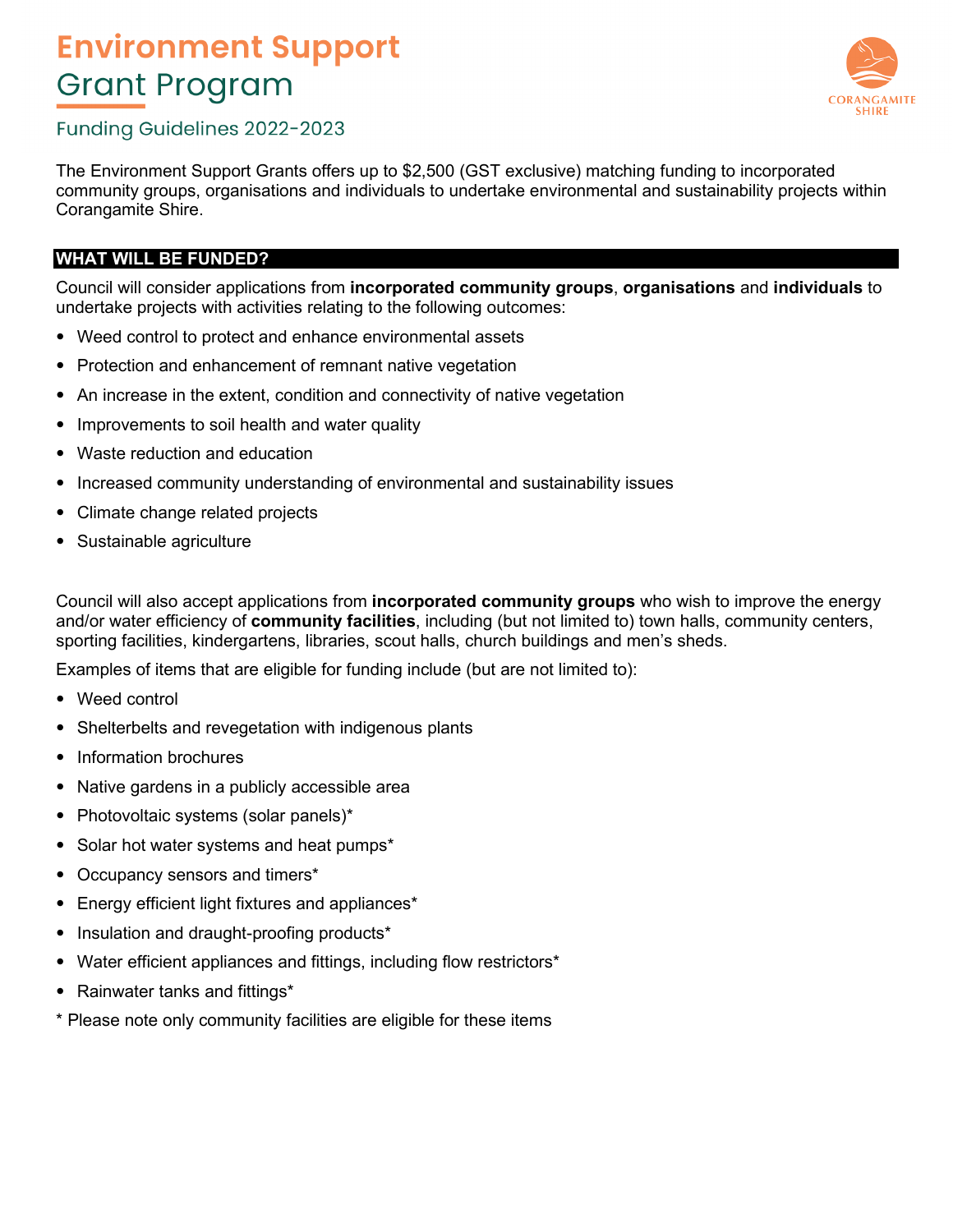# Environment Support Grant Program

## Funding Guidelines 2022-2023

CORANGAMITE SHIRE

The Environment Support Grants offers up to $2,500 (GST exclusive) matching funding to incorporated community groups, organisations and individuals to undertake environmental and sustainability projects within Corangamite Shire.

### WHAT WILL BE FUNDED?

Council will consider applications from **incorporated community groups**, **organisations** and **individuals** to undertake projects with activities relating to the following outcomes:

- Weed control to protect and enhance environmental assets
- Protection and enhancement of remnant native vegetation
- An increase in the extent, condition and connectivity of native vegetation
- Improvements to soil health and water quality
- Waste reduction and education
- Increased community understanding of environmental and sustainability issues
- Climate change related projects
- Sustainable agriculture

Council will also accept applications from **incorporated community groups** who wish to improve the energy and/or water efficiency of **community facilities**, including (but not limited to) town halls, community centers, sporting facilities, kindergartens, libraries, scout halls, church buildings and men's sheds.

Examples of items that are eligible for funding include (but are not limited to):

- Weed control
- Shelterbelts and revegetation with indigenous plants
- Information brochures
- Native gardens in a publicly accessible area
- Photovoltaic systems (solar panels)*
- Solar hot water systems and heat pumps*
- Occupancy sensors and timers*
- Energy efficient light fixtures and appliances*
- Insulation and draught-proofing products*
- Water efficient appliances and fittings, including flow restrictors*
- Rainwater tanks and fittings*

* Please note only community facilities are eligible for these items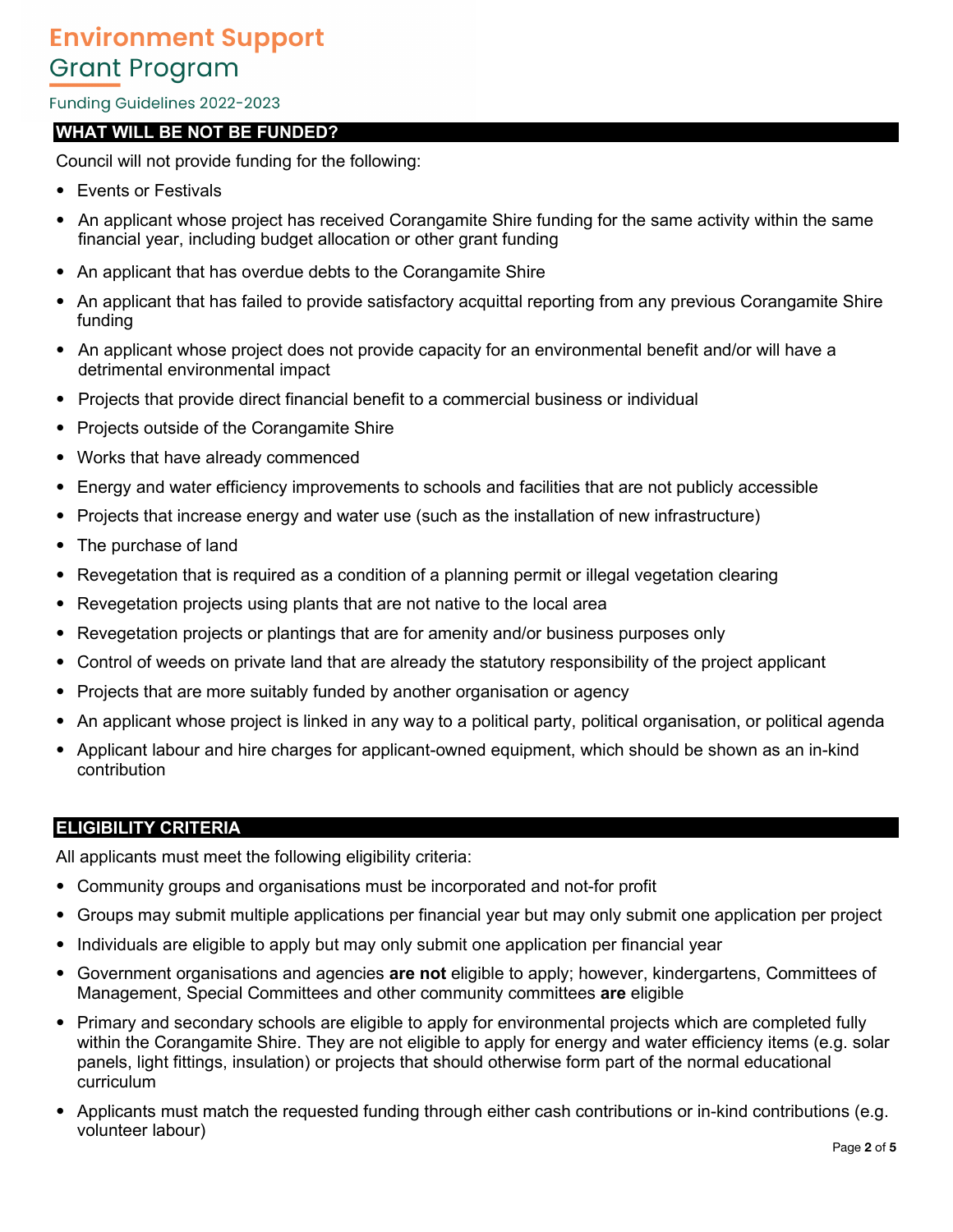## WHAT WILL BE NOT BE FUNDED?

Council will not provide funding for the following:

- Events or Festivals
- An applicant whose project has received Corangamite Shire funding for the same activity within the same financial year, including budget allocation or other grant funding
- An applicant that has overdue debts to the Corangamite Shire
- An applicant that has failed to provide satisfactory acquittal reporting from any previous Corangamite Shire funding
- An applicant whose project does not provide capacity for an environmental benefit and/or will have a detrimental environmental impact
- Projects that provide direct financial benefit to a commercial business or individual
- Projects outside of the Corangamite Shire
- Works that have already commenced
- Energy and water efficiency improvements to schools and facilities that are not publicly accessible
- Projects that increase energy and water use (such as the installation of new infrastructure)
- The purchase of land
- Revegetation that is required as a condition of a planning permit or illegal vegetation clearing
- Revegetation projects using plants that are not native to the local area
- Revegetation projects or plantings that are for amenity and/or business purposes only
- Control of weeds on private land that are already the statutory responsibility of the project applicant
- Projects that are more suitably funded by another organisation or agency
- An applicant whose project is linked in any way to a political party, political organisation, or political agenda
- Applicant labour and hire charges for applicant-owned equipment, which should be shown as an in-kind contribution

## ELIGIBILITY CRITERIA

All applicants must meet the following eligibility criteria:

- Community groups and organisations must be incorporated and not-for profit
- Groups may submit multiple applications per financial year but may only submit one application per project
- Individuals are eligible to apply but may only submit one application per financial year
- Government organisations and agencies **are not** eligible to apply; however, kindergartens, Committees of Management, Special Committees and other community committees **are** eligible
- Primary and secondary schools are eligible to apply for environmental projects which are completed fully within the Corangamite Shire. They are not eligible to apply for energy and water efficiency items (e.g. solar panels, light fittings, insulation) or projects that should otherwise form part of the normal educational curriculum
- Applicants must match the requested funding through either cash contributions or in-kind contributions (e.g. volunteer labour)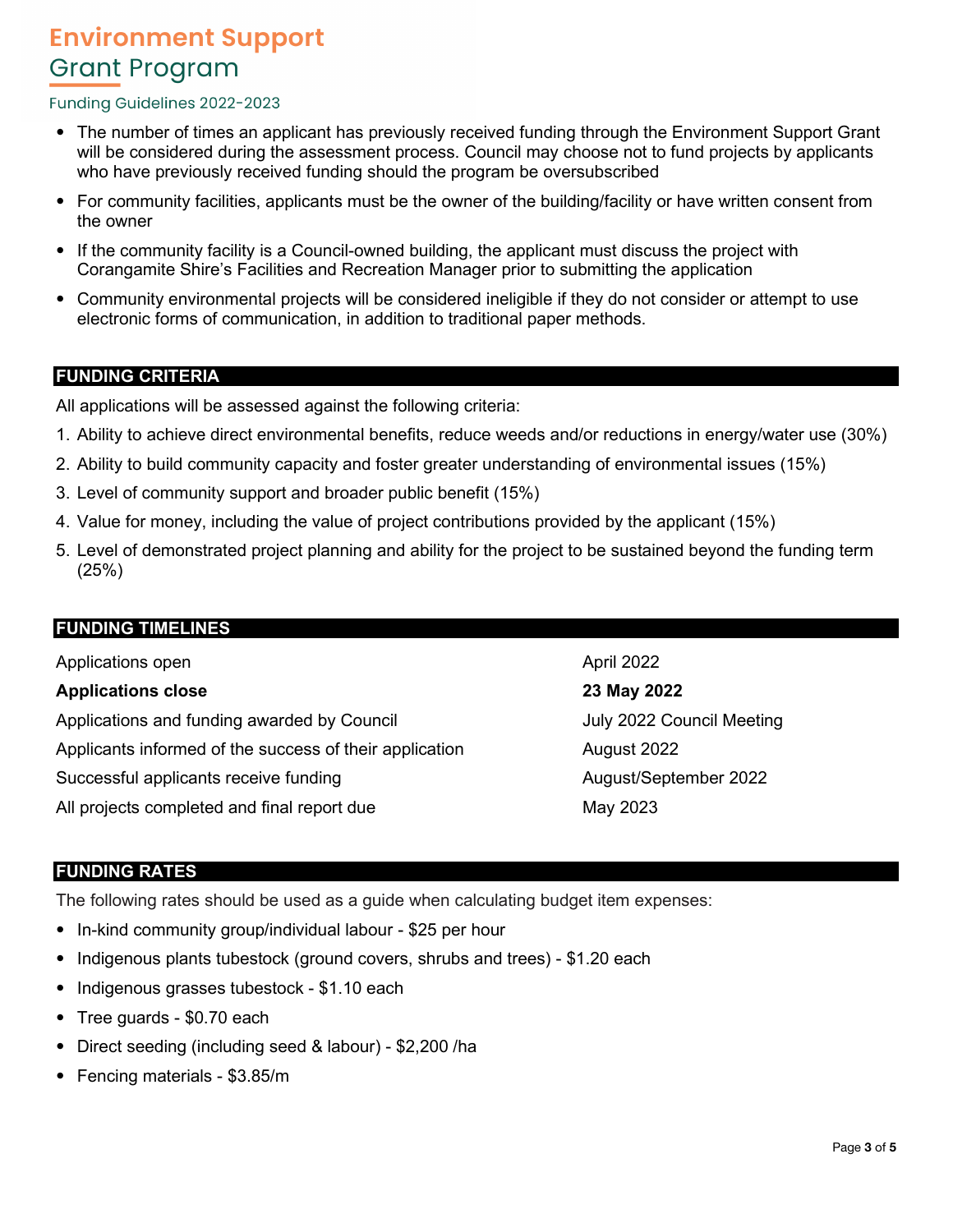- The number of times an applicant has previously received funding through the Environment Support Grant will be considered during the assessment process. Council may choose not to fund projects by applicants who have previously received funding should the program be oversubscribed
- For community facilities, applicants must be the owner of the building/facility or have written consent from the owner
- If the community facility is a Council-owned building, the applicant must discuss the project with Corangamite Shire's Facilities and Recreation Manager prior to submitting the application
- Community environmental projects will be considered ineligible if they do not consider or attempt to use electronic forms of communication, in addition to traditional paper methods.

## FUNDING CRITERIA

All applications will be assessed against the following criteria:

1. Ability to achieve direct environmental benefits, reduce weeds and/or reductions in energy/water use (30%)
2. Ability to build community capacity and foster greater understanding of environmental issues (15%)
3. Level of community support and broader public benefit (15%)
4. Value for money, including the value of project contributions provided by the applicant (15%)
5. Level of demonstrated project planning and ability for the project to be sustained beyond the funding term (25%)

## FUNDING TIMELINES

| | |
|---|---|
| Applications open | April 2022 |
| **Applications close** | **23 May 2022** |
| Applications and funding awarded by Council | July 2022 Council Meeting |
| Applicants informed of the success of their application | August 2022 |
| Successful applicants receive funding | August/September 2022 |
| All projects completed and final report due | May 2023 |

## FUNDING RATES

The following rates should be used as a guide when calculating budget item expenses:

- In-kind community group/individual labour - $25 per hour
- Indigenous plants tubestock (ground covers, shrubs and trees) - $1.20 each
- Indigenous grasses tubestock - $1.10 each
- Tree guards - $0.70 each
- Direct seeding (including seed & labour) - $2,200 /ha
- Fencing materials - $3.85/m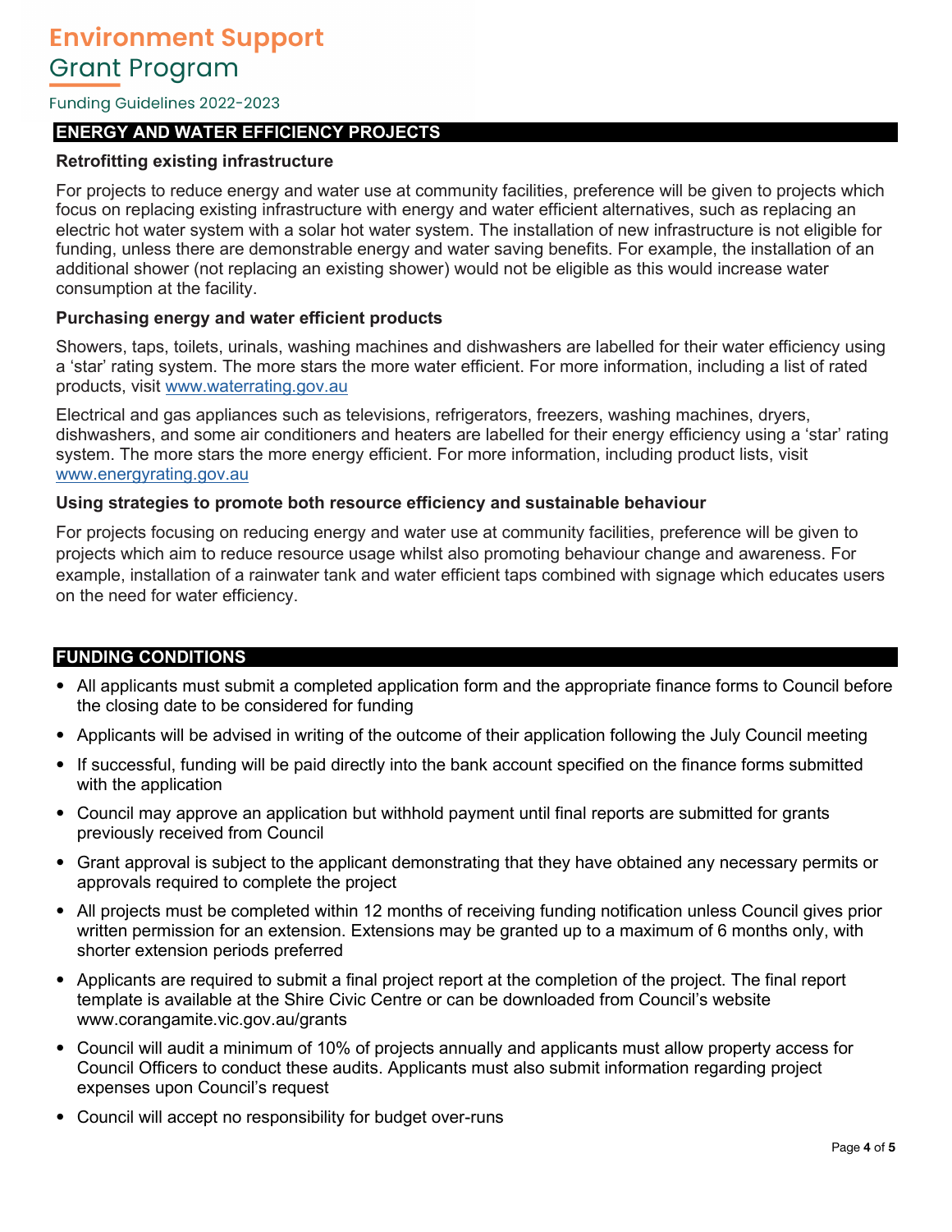## ENERGY AND WATER EFFICIENCY PROJECTS

### Retrofitting existing infrastructure

For projects to reduce energy and water use at community facilities, preference will be given to projects which focus on replacing existing infrastructure with energy and water efficient alternatives, such as replacing an electric hot water system with a solar hot water system. The installation of new infrastructure is not eligible for funding, unless there are demonstrable energy and water saving benefits. For example, the installation of an additional shower (not replacing an existing shower) would not be eligible as this would increase water consumption at the facility.

### Purchasing energy and water efficient products

Showers, taps, toilets, urinals, washing machines and dishwashers are labelled for their water efficiency using a 'star' rating system. The more stars the more water efficient. For more information, including a list of rated products, visit [www.waterrating.gov.au](http://www.waterrating.gov.au)

Electrical and gas appliances such as televisions, refrigerators, freezers, washing machines, dryers, dishwashers, and some air conditioners and heaters are labelled for their energy efficiency using a 'star' rating system. The more stars the more energy efficient. For more information, including product lists, visit [www.energyrating.gov.au](http://www.energyrating.gov.au)

### Using strategies to promote both resource efficiency and sustainable behaviour

For projects focusing on reducing energy and water use at community facilities, preference will be given to projects which aim to reduce resource usage whilst also promoting behaviour change and awareness. For example, installation of a rainwater tank and water efficient taps combined with signage which educates users on the need for water efficiency.

## FUNDING CONDITIONS

- All applicants must submit a completed application form and the appropriate finance forms to Council before the closing date to be considered for funding
- Applicants will be advised in writing of the outcome of their application following the July Council meeting
- If successful, funding will be paid directly into the bank account specified on the finance forms submitted with the application
- Council may approve an application but withhold payment until final reports are submitted for grants previously received from Council
- Grant approval is subject to the applicant demonstrating that they have obtained any necessary permits or approvals required to complete the project
- All projects must be completed within 12 months of receiving funding notification unless Council gives prior written permission for an extension. Extensions may be granted up to a maximum of 6 months only, with shorter extension periods preferred
- Applicants are required to submit a final project report at the completion of the project. The final report template is available at the Shire Civic Centre or can be downloaded from Council's website www.corangamite.vic.gov.au/grants
- Council will audit a minimum of 10% of projects annually and applicants must allow property access for Council Officers to conduct these audits. Applicants must also submit information regarding project expenses upon Council's request
- Council will accept no responsibility for budget over-runs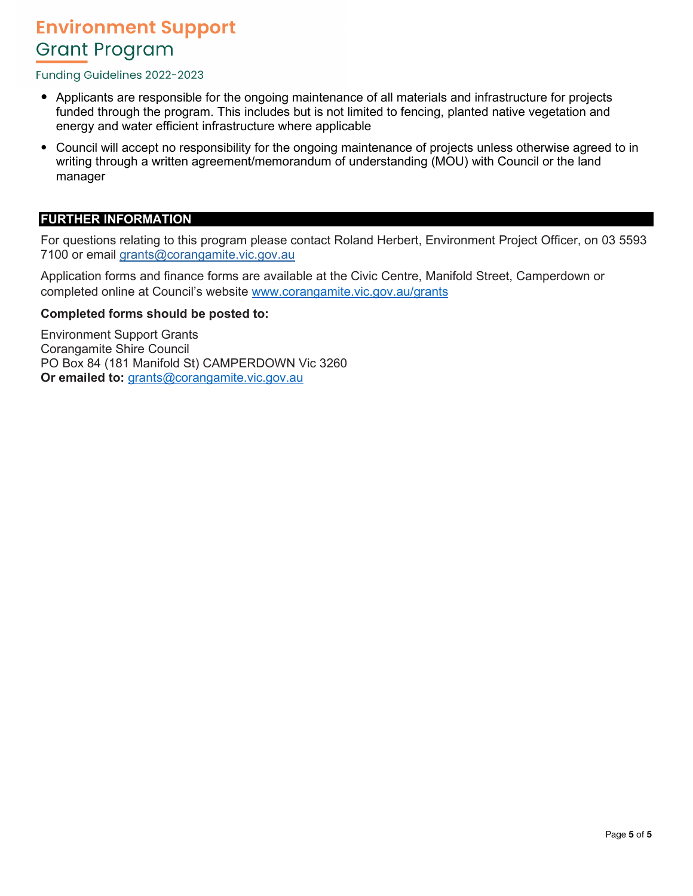- Applicants are responsible for the ongoing maintenance of all materials and infrastructure for projects funded through the program. This includes but is not limited to fencing, planted native vegetation and energy and water efficient infrastructure where applicable
- Council will accept no responsibility for the ongoing maintenance of projects unless otherwise agreed to in writing through a written agreement/memorandum of understanding (MOU) with Council or the land manager

## FURTHER INFORMATION

For questions relating to this program please contact Roland Herbert, Environment Project Officer, on 03 5593 7100 or email grants@corangamite.vic.gov.au

Application forms and finance forms are available at the Civic Centre, Manifold Street, Camperdown or completed online at Council's website www.corangamite.vic.gov.au/grants

**Completed forms should be posted to:**

Environment Support Grants
Corangamite Shire Council
PO Box 84 (181 Manifold St) CAMPERDOWN Vic 3260
**Or emailed to:** grants@corangamite.vic.gov.au